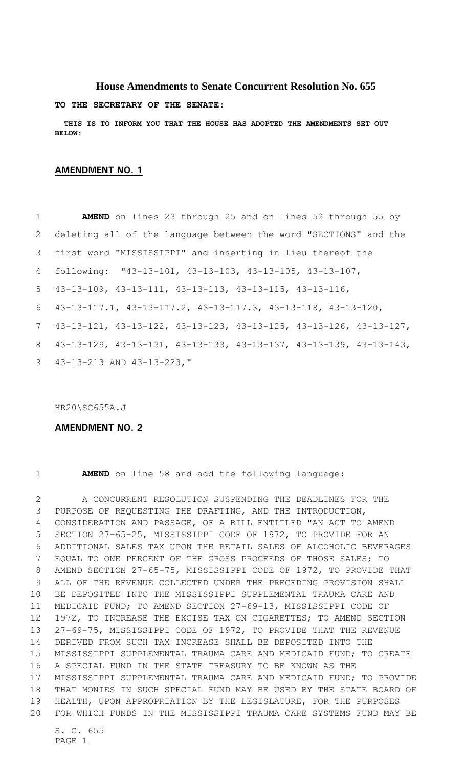# House Amendments to Senate Concurrent Resolution No. 655

**TO THE SECRETARY OF THE SENATE:**

**THIS IS TO INFORM YOU THAT THE HOUSE HAS ADOPTED THE AMENDMENTS SET OUT BELOW:**

## AMENDMENT NO. 1

**AMEND** on lines 23 through 25 and on lines 52 through 55 by deleting all of the language between the word "SECTIONS" and the first word "MISSISSIPPI" and inserting in lieu thereof the following: "43-13-101, 43-13-103, 43-13-105, 43-13-107, 43-13-109, 43-13-111, 43-13-113, 43-13-115, 43-13-116, 43-13-117.1, 43-13-117.2, 43-13-117.3, 43-13-118, 43-13-120, 43-13-121, 43-13-122, 43-13-123, 43-13-125, 43-13-126, 43-13-127, 43-13-129, 43-13-131, 43-13-133, 43-13-137, 43-13-139, 43-13-143, 43-13-213 AND 43-13-223,"

HR20\SC655A.J

## AMENDMENT NO. 2

**AMEND** on line 58 and add the following language:

A CONCURRENT RESOLUTION SUSPENDING THE DEADLINES FOR THE PURPOSE OF REQUESTING THE DRAFTING, AND THE INTRODUCTION, CONSIDERATION AND PASSAGE, OF A BILL ENTITLED "AN ACT TO AMEND SECTION 27-65-25, MISSISSIPPI CODE OF 1972, TO PROVIDE FOR AN ADDITIONAL SALES TAX UPON THE RETAIL SALES OF ALCOHOLIC BEVERAGES EQUAL TO ONE PERCENT OF THE GROSS PROCEEDS OF THOSE SALES; TO AMEND SECTION 27-65-75, MISSISSIPPI CODE OF 1972, TO PROVIDE THAT ALL OF THE REVENUE COLLECTED UNDER THE PRECEDING PROVISION SHALL BE DEPOSITED INTO THE MISSISSIPPI SUPPLEMENTAL TRAUMA CARE AND MEDICAID FUND; TO AMEND SECTION 27-69-13, MISSISSIPPI CODE OF 1972, TO INCREASE THE EXCISE TAX ON CIGARETTES; TO AMEND SECTION 27-69-75, MISSISSIPPI CODE OF 1972, TO PROVIDE THAT THE REVENUE DERIVED FROM SUCH TAX INCREASE SHALL BE DEPOSITED INTO THE MISSISSIPPI SUPPLEMENTAL TRAUMA CARE AND MEDICAID FUND; TO CREATE A SPECIAL FUND IN THE STATE TREASURY TO BE KNOWN AS THE MISSISSIPPI SUPPLEMENTAL TRAUMA CARE AND MEDICAID FUND; TO PROVIDE THAT MONIES IN SUCH SPECIAL FUND MAY BE USED BY THE STATE BOARD OF HEALTH, UPON APPROPRIATION BY THE LEGISLATURE, FOR THE PURPOSES FOR WHICH FUNDS IN THE MISSISSIPPI TRAUMA CARE SYSTEMS FUND MAY BE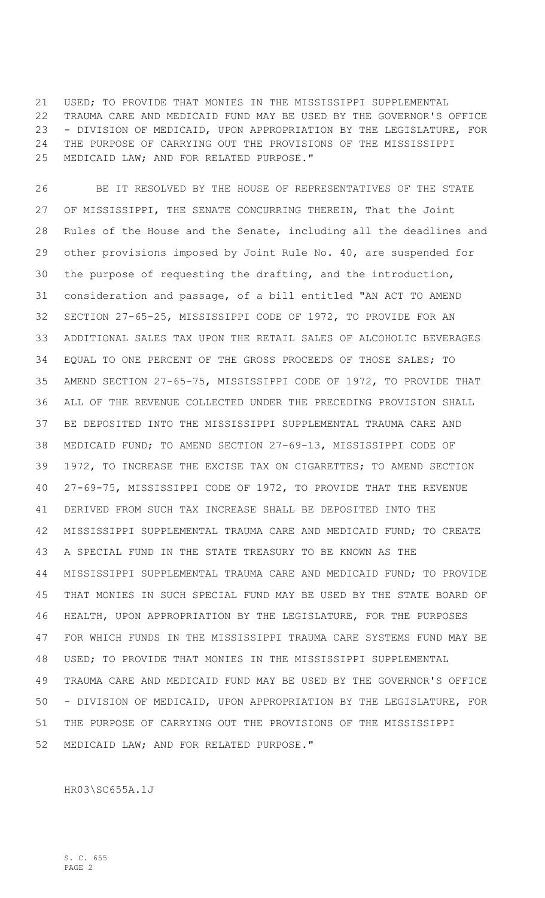USED; TO PROVIDE THAT MONIES IN THE MISSISSIPPI SUPPLEMENTAL TRAUMA CARE AND MEDICAID FUND MAY BE USED BY THE GOVERNOR'S OFFICE - DIVISION OF MEDICAID, UPON APPROPRIATION BY THE LEGISLATURE, FOR THE PURPOSE OF CARRYING OUT THE PROVISIONS OF THE MISSISSIPPI MEDICAID LAW; AND FOR RELATED PURPOSE."

BE IT RESOLVED BY THE HOUSE OF REPRESENTATIVES OF THE STATE OF MISSISSIPPI, THE SENATE CONCURRING THEREIN, That the Joint Rules of the House and the Senate, including all the deadlines and other provisions imposed by Joint Rule No. 40, are suspended for the purpose of requesting the drafting, and the introduction, consideration and passage, of a bill entitled "AN ACT TO AMEND SECTION 27-65-25, MISSISSIPPI CODE OF 1972, TO PROVIDE FOR AN ADDITIONAL SALES TAX UPON THE RETAIL SALES OF ALCOHOLIC BEVERAGES EQUAL TO ONE PERCENT OF THE GROSS PROCEEDS OF THOSE SALES; TO AMEND SECTION 27-65-75, MISSISSIPPI CODE OF 1972, TO PROVIDE THAT ALL OF THE REVENUE COLLECTED UNDER THE PRECEDING PROVISION SHALL BE DEPOSITED INTO THE MISSISSIPPI SUPPLEMENTAL TRAUMA CARE AND MEDICAID FUND; TO AMEND SECTION 27-69-13, MISSISSIPPI CODE OF 1972, TO INCREASE THE EXCISE TAX ON CIGARETTES; TO AMEND SECTION 27-69-75, MISSISSIPPI CODE OF 1972, TO PROVIDE THAT THE REVENUE DERIVED FROM SUCH TAX INCREASE SHALL BE DEPOSITED INTO THE MISSISSIPPI SUPPLEMENTAL TRAUMA CARE AND MEDICAID FUND; TO CREATE A SPECIAL FUND IN THE STATE TREASURY TO BE KNOWN AS THE MISSISSIPPI SUPPLEMENTAL TRAUMA CARE AND MEDICAID FUND; TO PROVIDE THAT MONIES IN SUCH SPECIAL FUND MAY BE USED BY THE STATE BOARD OF HEALTH, UPON APPROPRIATION BY THE LEGISLATURE, FOR THE PURPOSES FOR WHICH FUNDS IN THE MISSISSIPPI TRAUMA CARE SYSTEMS FUND MAY BE USED; TO PROVIDE THAT MONIES IN THE MISSISSIPPI SUPPLEMENTAL TRAUMA CARE AND MEDICAID FUND MAY BE USED BY THE GOVERNOR'S OFFICE - DIVISION OF MEDICAID, UPON APPROPRIATION BY THE LEGISLATURE, FOR THE PURPOSE OF CARRYING OUT THE PROVISIONS OF THE MISSISSIPPI MEDICAID LAW; AND FOR RELATED PURPOSE."

HR03\SC655A.1J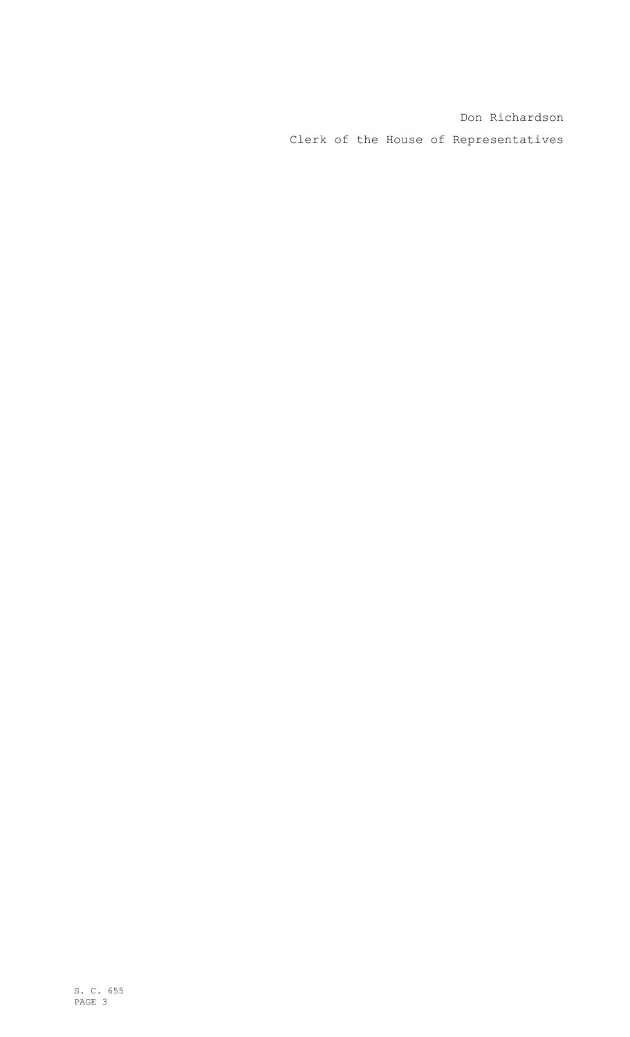Don Richardson

Clerk of the House of Representatives